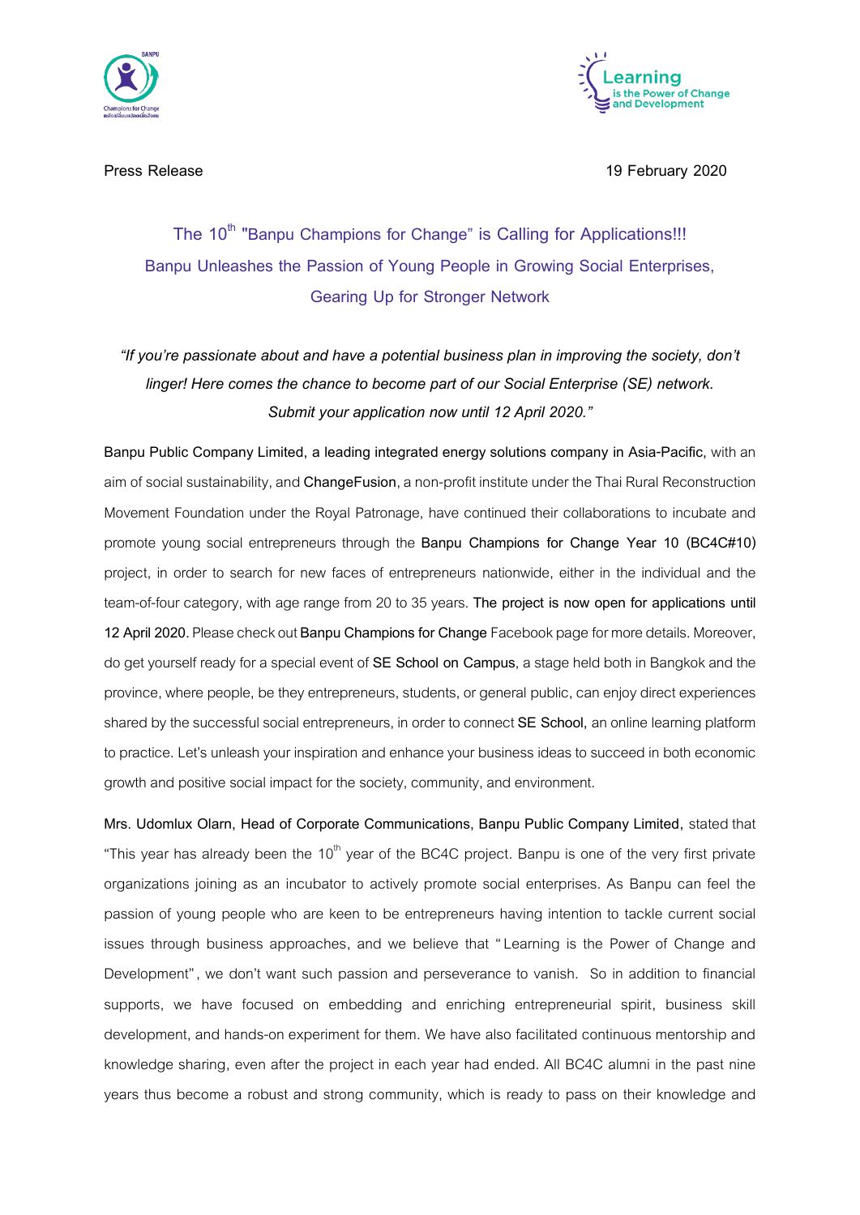Press Release

19 February 2020

# The 10th "Banpu Champions for Change" is Calling for Applications!!!

## Banpu Unleashes the Passion of Young People in Growing Social Enterprises, Gearing Up for Stronger Network

*"If you're passionate about and have a potential business plan in improving the society, don't linger! Here comes the chance to become part of our Social Enterprise (SE) network. Submit your application now until 12 April 2020."*

**Banpu Public Company Limited, a leading integrated energy solutions company in Asia-Pacific,** with an aim of social sustainability, and **ChangeFusion**, a non-profit institute under the Thai Rural Reconstruction Movement Foundation under the Royal Patronage, have continued their collaborations to incubate and promote young social entrepreneurs through the **Banpu Champions for Change Year 10 (BC4C#10)** project, in order to search for new faces of entrepreneurs nationwide, either in the individual and the team-of-four category, with age range from 20 to 35 years. **The project is now open for applications until 12 April 2020.** Please check out **Banpu Champions for Change** Facebook page for more details. Moreover, do get yourself ready for a special event of **SE School on Campus**, a stage held both in Bangkok and the province, where people, be they entrepreneurs, students, or general public, can enjoy direct experiences shared by the successful social entrepreneurs, in order to connect **SE School**, an online learning platform to practice. Let's unleash your inspiration and enhance your business ideas to succeed in both economic growth and positive social impact for the society, community, and environment.

**Mrs. Udomlux Olarn, Head of Corporate Communications, Banpu Public Company Limited,** stated that "This year has already been the 10th year of the BC4C project. Banpu is one of the very first private organizations joining as an incubator to actively promote social enterprises. As Banpu can feel the passion of young people who are keen to be entrepreneurs having intention to tackle current social issues through business approaches, and we believe that "Learning is the Power of Change and Development", we don't want such passion and perseverance to vanish. So in addition to financial supports, we have focused on embedding and enriching entrepreneurial spirit, business skill development, and hands-on experiment for them. We have also facilitated continuous mentorship and knowledge sharing, even after the project in each year had ended. All BC4C alumni in the past nine years thus become a robust and strong community, which is ready to pass on their knowledge and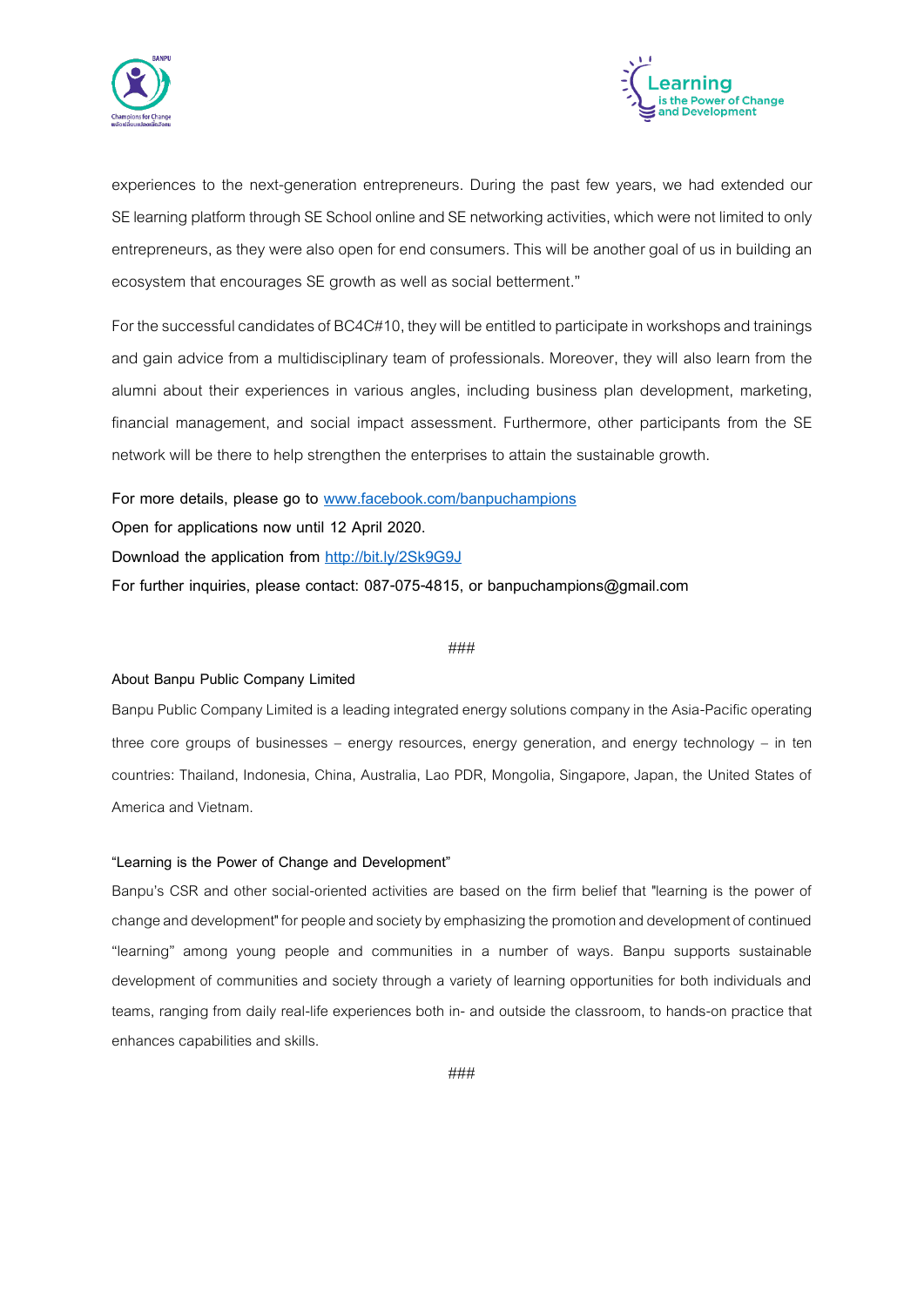experiences to the next-generation entrepreneurs. During the past few years, we had extended our SE learning platform through SE School online and SE networking activities, which were not limited to only entrepreneurs, as they were also open for end consumers. This will be another goal of us in building an ecosystem that encourages SE growth as well as social betterment."

For the successful candidates of BC4C#10, they will be entitled to participate in workshops and trainings and gain advice from a multidisciplinary team of professionals. Moreover, they will also learn from the alumni about their experiences in various angles, including business plan development, marketing, financial management, and social impact assessment. Furthermore, other participants from the SE network will be there to help strengthen the enterprises to attain the sustainable growth.

**For more details, please go to [www.facebook.com/banpuchampions](http://www.facebook.com/banpuchampions)**
**Open for applications now until 12 April 2020.**
**Download the application from [http://bit.ly/2Sk9G9J](http://bit.ly/2Sk9G9J)**
**For further inquiries, please contact: 087-075-4815, or banpuchampions@gmail.com**

###

**About Banpu Public Company Limited**

Banpu Public Company Limited is a leading integrated energy solutions company in the Asia-Pacific operating three core groups of businesses – energy resources, energy generation, and energy technology – in ten countries: Thailand, Indonesia, China, Australia, Lao PDR, Mongolia, Singapore, Japan, the United States of America and Vietnam.

**"Learning is the Power of Change and Development"**

Banpu's CSR and other social-oriented activities are based on the firm belief that "learning is the power of change and development" for people and society by emphasizing the promotion and development of continued "learning" among young people and communities in a number of ways. Banpu supports sustainable development of communities and society through a variety of learning opportunities for both individuals and teams, ranging from daily real-life experiences both in- and outside the classroom, to hands-on practice that enhances capabilities and skills.

###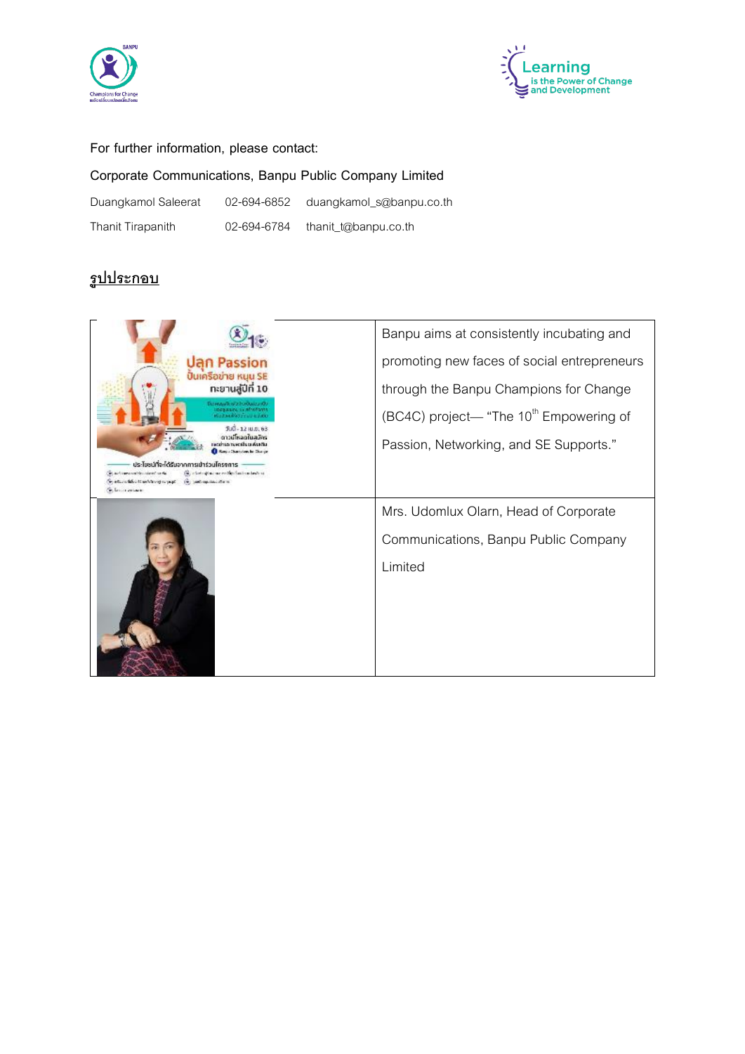For further information, please contact:

Corporate Communications, Banpu Public Company Limited

| | | |
|---|---|---|
| Duangkamol Saleerat | 02-694-6852 | duangkamol_s@banpu.co.th |
| Thanit Tirapanith | 02-694-6784 | thanit_t@banpu.co.th |

**รูปประกอบ**

| | |
|---|---|
| | Banpu aims at consistently incubating and promoting new faces of social entrepreneurs through the Banpu Champions for Change (BC4C) project— "The 10th Empowering of Passion, Networking, and SE Supports." |
| | Mrs. Udomlux Olarn, Head of Corporate Communications, Banpu Public Company Limited |